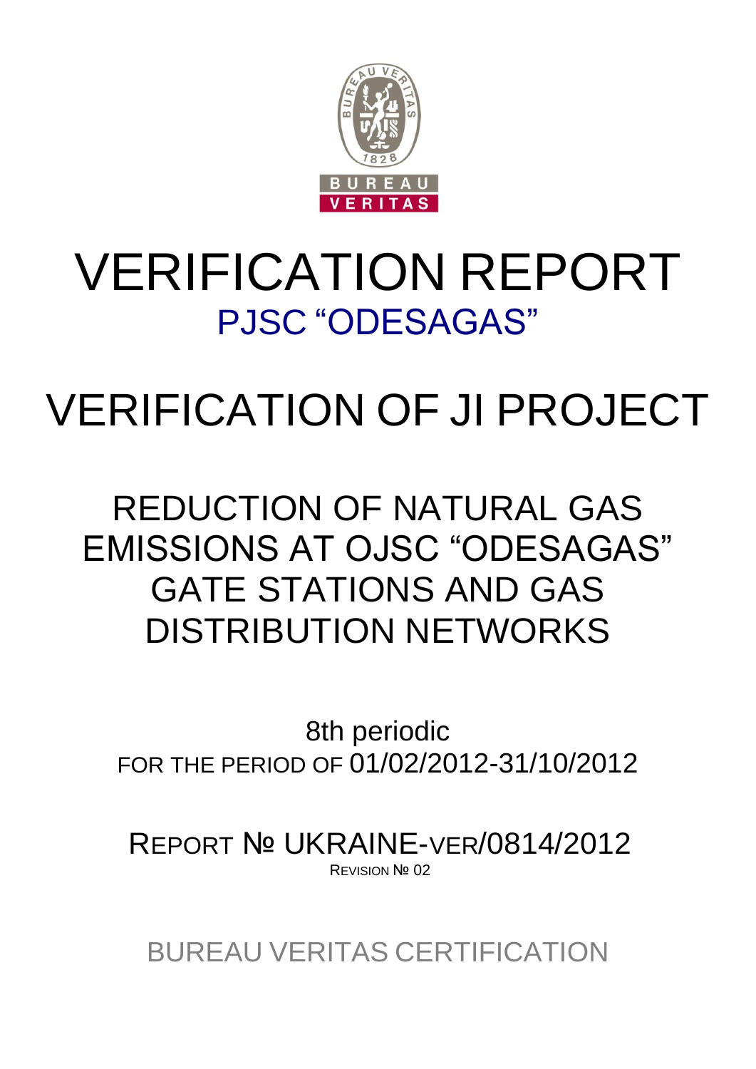# VERIFICATION REPORT

## PJSC "ODESAGAS"

# VERIFICATION OF JI PROJECT

## REDUCTION OF NATURAL GAS EMISSIONS AT OJSC "ODESAGAS" GATE STATIONS AND GAS DISTRIBUTION NETWORKS

8th periodic

FOR THE PERIOD OF 01/02/2012-31/10/2012

REPORT № UKRAINE-VER/0814/2012

REVISION № 02

BUREAU VERITAS CERTIFICATION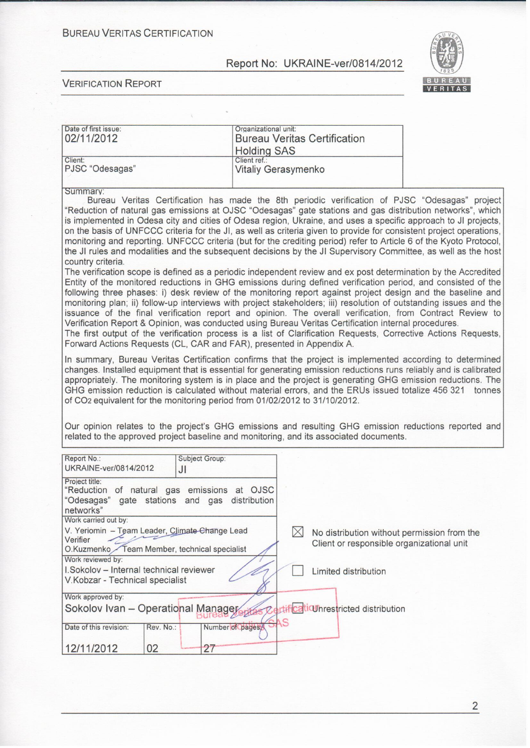BUREAU VERITAS CERTIFICATION

Report No: UKRAINE-ver/0814/2012

VERIFICATION REPORT

| Date of first issue: 02/11/2012 | Organizational unit: Bureau Veritas Certification Holding SAS |
|---|---|
| Client: PJSC "Odesagas" | Client ref.: Vitaliy Gerasymenko |

Summary:

Bureau Veritas Certification has made the 8th periodic verification of PJSC "Odesagas" project "Reduction of natural gas emissions at OJSC "Odesagas" gate stations and gas distribution networks", which is implemented in Odesa city and cities of Odesa region, Ukraine, and uses a specific approach to JI projects, on the basis of UNFCCC criteria for the JI, as well as criteria given to provide for consistent project operations, monitoring and reporting. UNFCCC criteria (but for the crediting period) refer to Article 6 of the Kyoto Protocol, the JI rules and modalities and the subsequent decisions by the JI Supervisory Committee, as well as the host country criteria.

The verification scope is defined as a periodic independent review and ex post determination by the Accredited Entity of the monitored reductions in GHG emissions during defined verification period, and consisted of the following three phases: i) desk review of the monitoring report against project design and the baseline and monitoring plan; ii) follow-up interviews with project stakeholders; iii) resolution of outstanding issues and the issuance of the final verification report and opinion. The overall verification, from Contract Review to Verification Report & Opinion, was conducted using Bureau Veritas Certification internal procedures.

The first output of the verification process is a list of Clarification Requests, Corrective Actions Requests, Forward Actions Requests (CL, CAR and FAR), presented in Appendix A.

In summary, Bureau Veritas Certification confirms that the project is implemented according to determined changes. Installed equipment that is essential for generating emission reductions runs reliably and is calibrated appropriately. The monitoring system is in place and the project is generating GHG emission reductions. The GHG emission reduction is calculated without material errors, and the ERUs issued totalize 456 321 tonnes of $CO_2$ equivalent for the monitoring period from 01/02/2012 to 31/10/2012.

Our opinion relates to the project's GHG emissions and resulting GHG emission reductions reported and related to the approved project baseline and monitoring, and its associated documents.

| Report No.: UKRAINE-ver/0814/2012 | Subject Group: JI | |
|---|---|---|
| Project title: "Reduction of natural gas emissions at OJSC "Odesagas" gate stations and gas distribution networks" | | |
| Work carried out by: V. Yeriomin – Team Leader, Climate Change Lead Verifier; O.Kuzmenko – Team Member, technical specialist | | |
| Work reviewed by: I.Sokolov – Internal technical reviewer; V.Kobzar - Technical specialist | | |
| Work approved by: Sokolov Ivan – Operational Manager | | |
| Date of this revision: 12/11/2012 | Rev. No.: 02 | Number of pages: 27 |

☒ No distribution without permission from the Client or responsible organizational unit

☐ Limited distribution

☐ Unrestricted distribution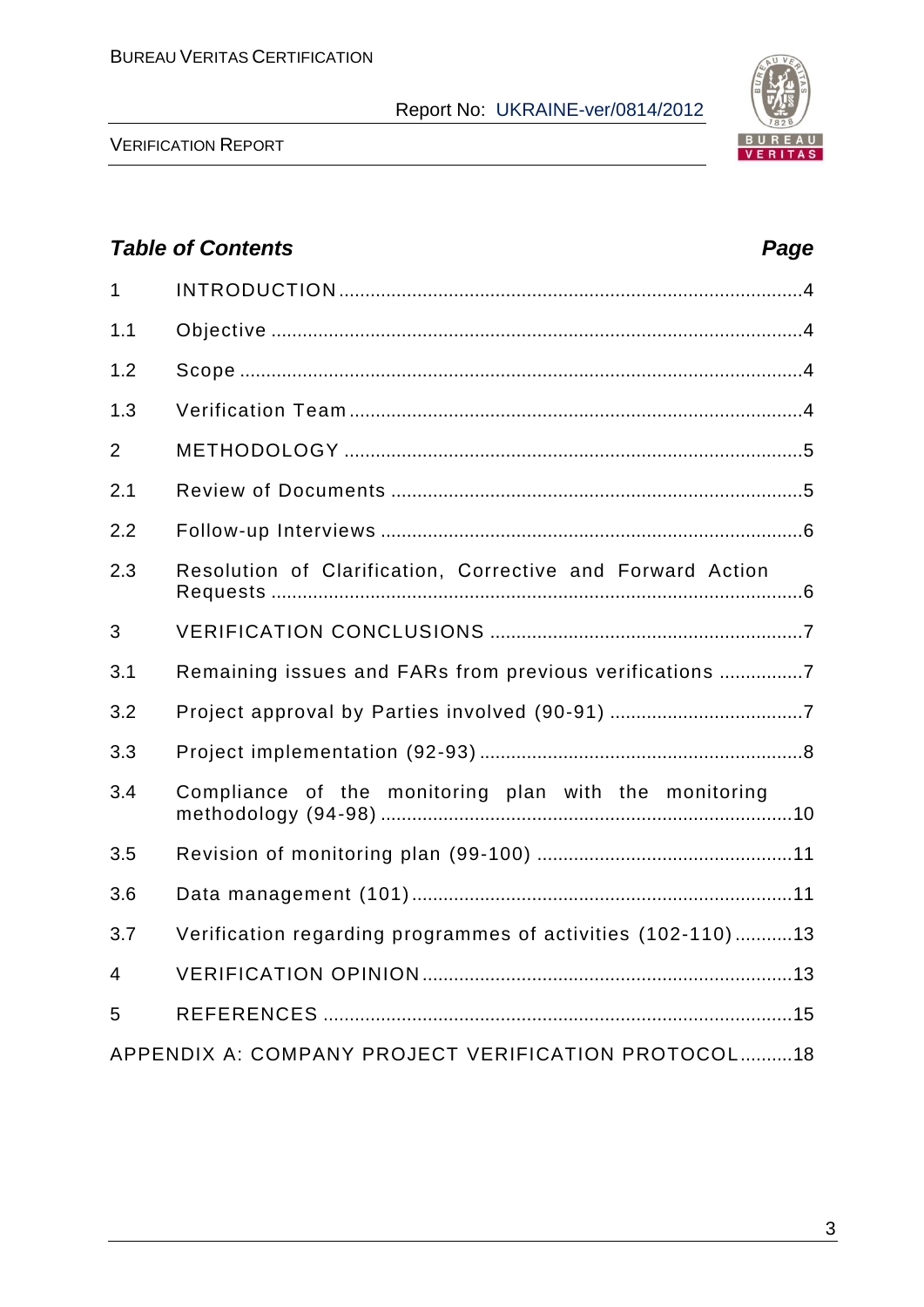## *Table of Contents* — *Page*

| | | |
|---|---|---|
| 1 | INTRODUCTION | 4 |
| 1.1 | Objective | 4 |
| 1.2 | Scope | 4 |
| 1.3 | Verification Team | 4 |
| 2 | METHODOLOGY | 5 |
| 2.1 | Review of Documents | 5 |
| 2.2 | Follow-up Interviews | 6 |
| 2.3 | Resolution of Clarification, Corrective and Forward Action Requests | 6 |
| 3 | VERIFICATION CONCLUSIONS | 7 |
| 3.1 | Remaining issues and FARs from previous verifications | 7 |
| 3.2 | Project approval by Parties involved (90-91) | 7 |
| 3.3 | Project implementation (92-93) | 8 |
| 3.4 | Compliance of the monitoring plan with the monitoring methodology (94-98) | 10 |
| 3.5 | Revision of monitoring plan (99-100) | 11 |
| 3.6 | Data management (101) | 11 |
| 3.7 | Verification regarding programmes of activities (102-110) | 13 |
| 4 | VERIFICATION OPINION | 13 |
| 5 | REFERENCES | 15 |
| | APPENDIX A: COMPANY PROJECT VERIFICATION PROTOCOL | 18 |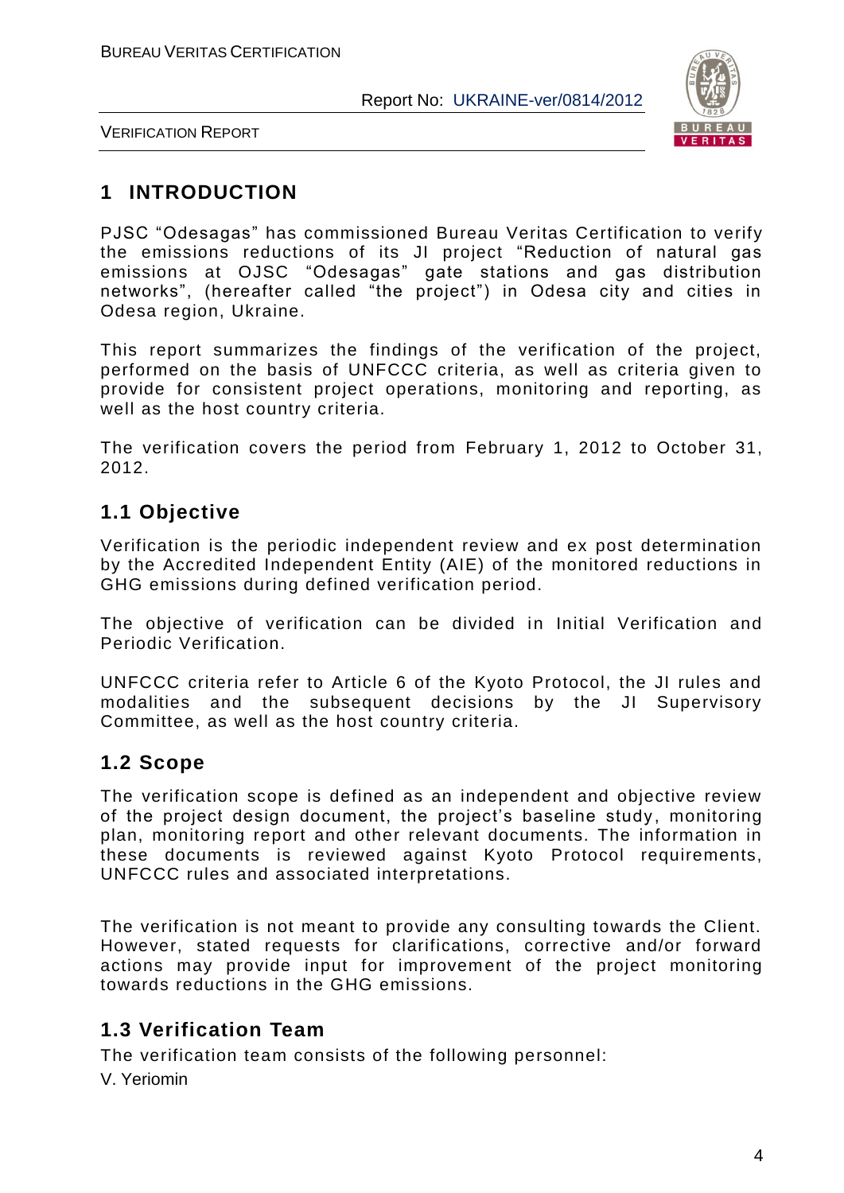# 1 INTRODUCTION

PJSC "Odesagas" has commissioned Bureau Veritas Certification to verify the emissions reductions of its JI project "Reduction of natural gas emissions at OJSC "Odesagas" gate stations and gas distribution networks", (hereafter called "the project") in Odesa city and cities in Odesa region, Ukraine.

This report summarizes the findings of the verification of the project, performed on the basis of UNFCCC criteria, as well as criteria given to provide for consistent project operations, monitoring and reporting, as well as the host country criteria.

The verification covers the period from February 1, 2012 to October 31, 2012.

## 1.1 Objective

Verification is the periodic independent review and ex post determination by the Accredited Independent Entity (AIE) of the monitored reductions in GHG emissions during defined verification period.

The objective of verification can be divided in Initial Verification and Periodic Verification.

UNFCCC criteria refer to Article 6 of the Kyoto Protocol, the JI rules and modalities and the subsequent decisions by the JI Supervisory Committee, as well as the host country criteria.

## 1.2 Scope

The verification scope is defined as an independent and objective review of the project design document, the project's baseline study, monitoring plan, monitoring report and other relevant documents. The information in these documents is reviewed against Kyoto Protocol requirements, UNFCCC rules and associated interpretations.

The verification is not meant to provide any consulting towards the Client. However, stated requests for clarifications, corrective and/or forward actions may provide input for improvement of the project monitoring towards reductions in the GHG emissions.

## 1.3 Verification Team

The verification team consists of the following personnel:

V. Yeriomin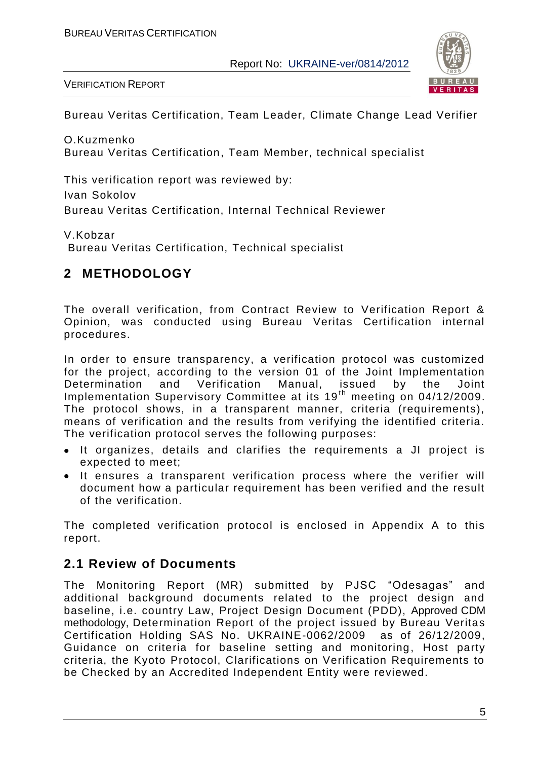Bureau Veritas Certification, Team Leader, Climate Change Lead Verifier

O.Kuzmenko
Bureau Veritas Certification, Team Member, technical specialist

This verification report was reviewed by:
Ivan Sokolov
Bureau Veritas Certification, Internal Technical Reviewer

V.Kobzar
Bureau Veritas Certification, Technical specialist

## 2 METHODOLOGY

The overall verification, from Contract Review to Verification Report & Opinion, was conducted using Bureau Veritas Certification internal procedures.

In order to ensure transparency, a verification protocol was customized for the project, according to the version 01 of the Joint Implementation Determination and Verification Manual, issued by the Joint Implementation Supervisory Committee at its 19th meeting on 04/12/2009. The protocol shows, in a transparent manner, criteria (requirements), means of verification and the results from verifying the identified criteria. The verification protocol serves the following purposes:

- It organizes, details and clarifies the requirements a JI project is expected to meet;
- It ensures a transparent verification process where the verifier will document how a particular requirement has been verified and the result of the verification.

The completed verification protocol is enclosed in Appendix A to this report.

### 2.1 Review of Documents

The Monitoring Report (MR) submitted by PJSC "Odesagas" and additional background documents related to the project design and baseline, i.e. country Law, Project Design Document (PDD), Approved CDM methodology, Determination Report of the project issued by Bureau Veritas Certification Holding SAS No. UKRAINE-0062/2009 as of 26/12/2009, Guidance on criteria for baseline setting and monitoring, Host party criteria, the Kyoto Protocol, Clarifications on Verification Requirements to be Checked by an Accredited Independent Entity were reviewed.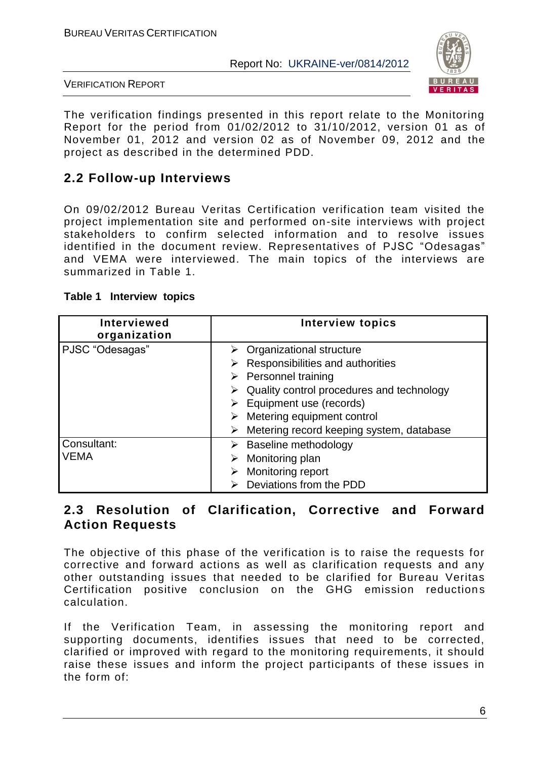The verification findings presented in this report relate to the Monitoring Report for the period from 01/02/2012 to 31/10/2012, version 01 as of November 01, 2012 and version 02 as of November 09, 2012 and the project as described in the determined PDD.

## 2.2 Follow-up Interviews

On 09/02/2012 Bureau Veritas Certification verification team visited the project implementation site and performed on-site interviews with project stakeholders to confirm selected information and to resolve issues identified in the document review. Representatives of PJSC "Odesagas" and VEMA were interviewed. The main topics of the interviews are summarized in Table 1.

**Table 1 Interview topics**

| Interviewed organization | Interview topics |
|---|---|
| PJSC "Odesagas" | ➢ Organizational structure<br>➢ Responsibilities and authorities<br>➢ Personnel training<br>➢ Quality control procedures and technology<br>➢ Equipment use (records)<br>➢ Metering equipment control<br>➢ Metering record keeping system, database |
| Consultant:<br>VEMA | ➢ Baseline methodology<br>➢ Monitoring plan<br>➢ Monitoring report<br>➢ Deviations from the PDD |

## 2.3 Resolution of Clarification, Corrective and Forward Action Requests

The objective of this phase of the verification is to raise the requests for corrective and forward actions as well as clarification requests and any other outstanding issues that needed to be clarified for Bureau Veritas Certification positive conclusion on the GHG emission reductions calculation.

If the Verification Team, in assessing the monitoring report and supporting documents, identifies issues that need to be corrected, clarified or improved with regard to the monitoring requirements, it should raise these issues and inform the project participants of these issues in the form of: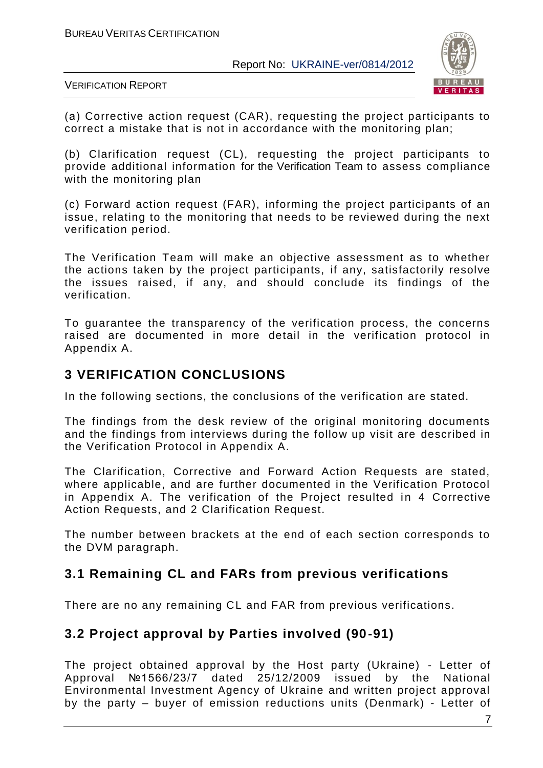(a) Corrective action request (CAR), requesting the project participants to correct a mistake that is not in accordance with the monitoring plan;

(b) Clarification request (CL), requesting the project participants to provide additional information for the Verification Team to assess compliance with the monitoring plan

(c) Forward action request (FAR), informing the project participants of an issue, relating to the monitoring that needs to be reviewed during the next verification period.

The Verification Team will make an objective assessment as to whether the actions taken by the project participants, if any, satisfactorily resolve the issues raised, if any, and should conclude its findings of the verification.

To guarantee the transparency of the verification process, the concerns raised are documented in more detail in the verification protocol in Appendix A.

## 3 VERIFICATION CONCLUSIONS

In the following sections, the conclusions of the verification are stated.

The findings from the desk review of the original monitoring documents and the findings from interviews during the follow up visit are described in the Verification Protocol in Appendix A.

The Clarification, Corrective and Forward Action Requests are stated, where applicable, and are further documented in the Verification Protocol in Appendix A. The verification of the Project resulted in 4 Corrective Action Requests, and 2 Clarification Request.

The number between brackets at the end of each section corresponds to the DVM paragraph.

### 3.1 Remaining CL and FARs from previous verifications

There are no any remaining CL and FAR from previous verifications.

### 3.2 Project approval by Parties involved (90-91)

The project obtained approval by the Host party (Ukraine) - Letter of Approval №1566/23/7 dated 25/12/2009 issued by the National Environmental Investment Agency of Ukraine and written project approval by the party – buyer of emission reductions units (Denmark) - Letter of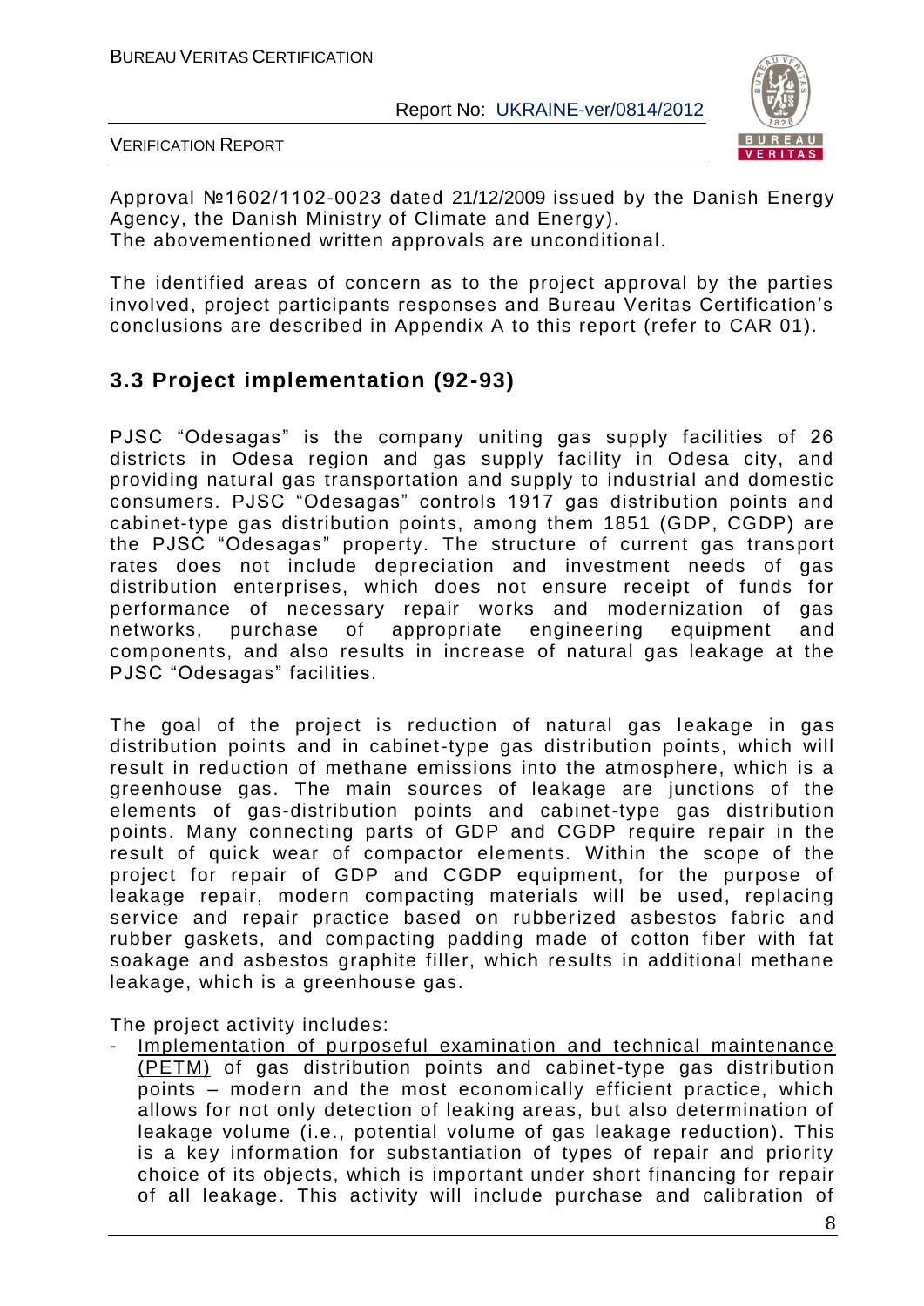Approval №1602/1102-0023 dated 21/12/2009 issued by the Danish Energy Agency, the Danish Ministry of Climate and Energy).
The abovementioned written approvals are unconditional.

The identified areas of concern as to the project approval by the parties involved, project participants responses and Bureau Veritas Certification's conclusions are described in Appendix A to this report (refer to CAR 01).

## 3.3 Project implementation (92-93)

PJSC "Odesagas" is the company uniting gas supply facilities of 26 districts in Odesa region and gas supply facility in Odesa city, and providing natural gas transportation and supply to industrial and domestic consumers. PJSC "Odesagas" controls 1917 gas distribution points and cabinet-type gas distribution points, among them 1851 (GDP, CGDP) are the PJSC "Odesagas" property. The structure of current gas transport rates does not include depreciation and investment needs of gas distribution enterprises, which does not ensure receipt of funds for performance of necessary repair works and modernization of gas networks, purchase of appropriate engineering equipment and components, and also results in increase of natural gas leakage at the PJSC "Odesagas" facilities.

The goal of the project is reduction of natural gas leakage in gas distribution points and in cabinet-type gas distribution points, which will result in reduction of methane emissions into the atmosphere, which is a greenhouse gas. The main sources of leakage are junctions of the elements of gas-distribution points and cabinet-type gas distribution points. Many connecting parts of GDP and CGDP require repair in the result of quick wear of compactor elements. Within the scope of the project for repair of GDP and CGDP equipment, for the purpose of leakage repair, modern compacting materials will be used, replacing service and repair practice based on rubberized asbestos fabric and rubber gaskets, and compacting padding made of cotton fiber with fat soakage and asbestos graphite filler, which results in additional methane leakage, which is a greenhouse gas.

The project activity includes:

- Implementation of purposeful examination and technical maintenance (PETM) of gas distribution points and cabinet-type gas distribution points – modern and the most economically efficient practice, which allows for not only detection of leaking areas, but also determination of leakage volume (i.e., potential volume of gas leakage reduction). This is a key information for substantiation of types of repair and priority choice of its objects, which is important under short financing for repair of all leakage. This activity will include purchase and calibration of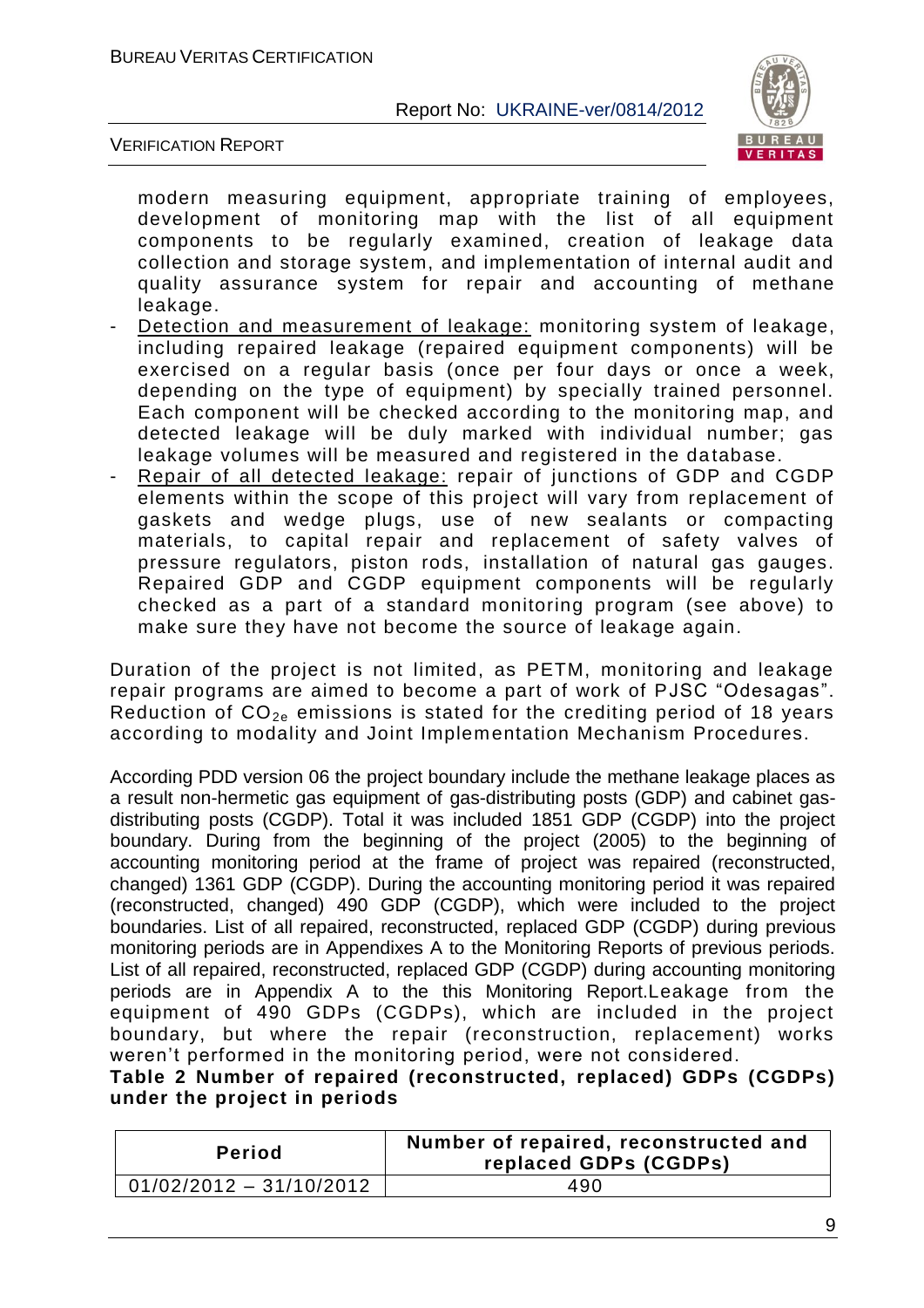modern measuring equipment, appropriate training of employees, development of monitoring map with the list of all equipment components to be regularly examined, creation of leakage data collection and storage system, and implementation of internal audit and quality assurance system for repair and accounting of methane leakage.

- Detection and measurement of leakage: monitoring system of leakage, including repaired leakage (repaired equipment components) will be exercised on a regular basis (once per four days or once a week, depending on the type of equipment) by specially trained personnel. Each component will be checked according to the monitoring map, and detected leakage will be duly marked with individual number; gas leakage volumes will be measured and registered in the database.
- Repair of all detected leakage: repair of junctions of GDP and CGDP elements within the scope of this project will vary from replacement of gaskets and wedge plugs, use of new sealants or compacting materials, to capital repair and replacement of safety valves of pressure regulators, piston rods, installation of natural gas gauges. Repaired GDP and CGDP equipment components will be regularly checked as a part of a standard monitoring program (see above) to make sure they have not become the source of leakage again.

Duration of the project is not limited, as PETM, monitoring and leakage repair programs are aimed to become a part of work of PJSC "Odesagas". Reduction of $CO_{2e}$ emissions is stated for the crediting period of 18 years according to modality and Joint Implementation Mechanism Procedures.

According PDD version 06 the project boundary include the methane leakage places as a result non-hermetic gas equipment of gas-distributing posts (GDP) and cabinet gas-distributing posts (CGDP). Total it was included 1851 GDP (CGDP) into the project boundary. During from the beginning of the project (2005) to the beginning of accounting monitoring period at the frame of project was repaired (reconstructed, changed) 1361 GDP (CGDP). During the accounting monitoring period it was repaired (reconstructed, changed) 490 GDP (CGDP), which were included to the project boundaries. List of all repaired, reconstructed, replaced GDP (CGDP) during previous monitoring periods are in Appendixes A to the Monitoring Reports of previous periods. List of all repaired, reconstructed, replaced GDP (CGDP) during accounting monitoring periods are in Appendix A to the this Monitoring Report.Leakage from the equipment of 490 GDPs (CGDPs), which are included in the project boundary, but where the repair (reconstruction, replacement) works weren't performed in the monitoring period, were not considered.

**Table 2 Number of repaired (reconstructed, replaced) GDPs (CGDPs) under the project in periods**

| Period | Number of repaired, reconstructed and replaced GDPs (CGDPs) |
|---|---|
| 01/02/2012 – 31/10/2012 | 490 |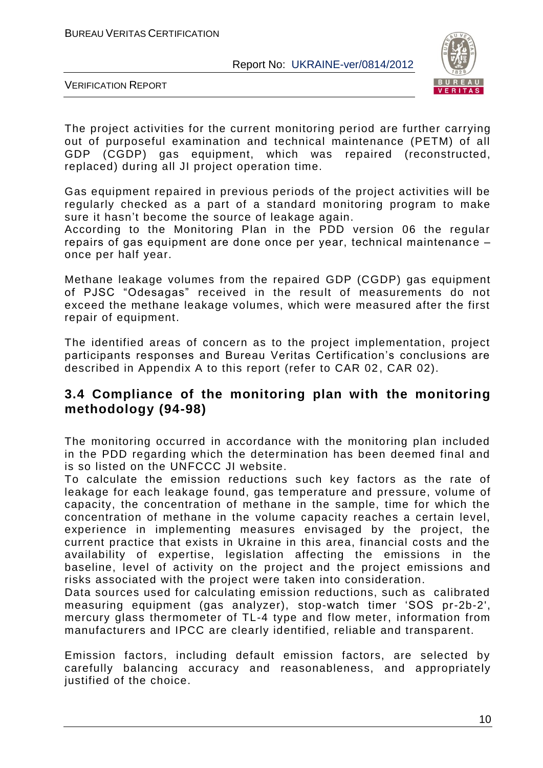The project activities for the current monitoring period are further carrying out of purposeful examination and technical maintenance (PETM) of all GDP (CGDP) gas equipment, which was repaired (reconstructed, replaced) during all JI project operation time.

Gas equipment repaired in previous periods of the project activities will be regularly checked as a part of a standard monitoring program to make sure it hasn't become the source of leakage again.
According to the Monitoring Plan in the PDD version 06 the regular repairs of gas equipment are done once per year, technical maintenance – once per half year.

Methane leakage volumes from the repaired GDP (CGDP) gas equipment of PJSC "Odesagas" received in the result of measurements do not exceed the methane leakage volumes, which were measured after the first repair of equipment.

The identified areas of concern as to the project implementation, project participants responses and Bureau Veritas Certification's conclusions are described in Appendix A to this report (refer to CAR 02, CAR 02).

## 3.4 Compliance of the monitoring plan with the monitoring methodology (94-98)

The monitoring occurred in accordance with the monitoring plan included in the PDD regarding which the determination has been deemed final and is so listed on the UNFCCC JI website.
To calculate the emission reductions such key factors as the rate of leakage for each leakage found, gas temperature and pressure, volume of capacity, the concentration of methane in the sample, time for which the concentration of methane in the volume capacity reaches a certain level, experience in implementing measures envisaged by the project, the current practice that exists in Ukraine in this area, financial costs and the availability of expertise, legislation affecting the emissions in the baseline, level of activity on the project and the project emissions and risks associated with the project were taken into consideration.
Data sources used for calculating emission reductions, such as calibrated measuring equipment (gas analyzer), stop-watch timer 'SOS pr-2b-2', mercury glass thermometer of TL-4 type and flow meter, information from manufacturers and IPCC are clearly identified, reliable and transparent.

Emission factors, including default emission factors, are selected by carefully balancing accuracy and reasonableness, and appropriately justified of the choice.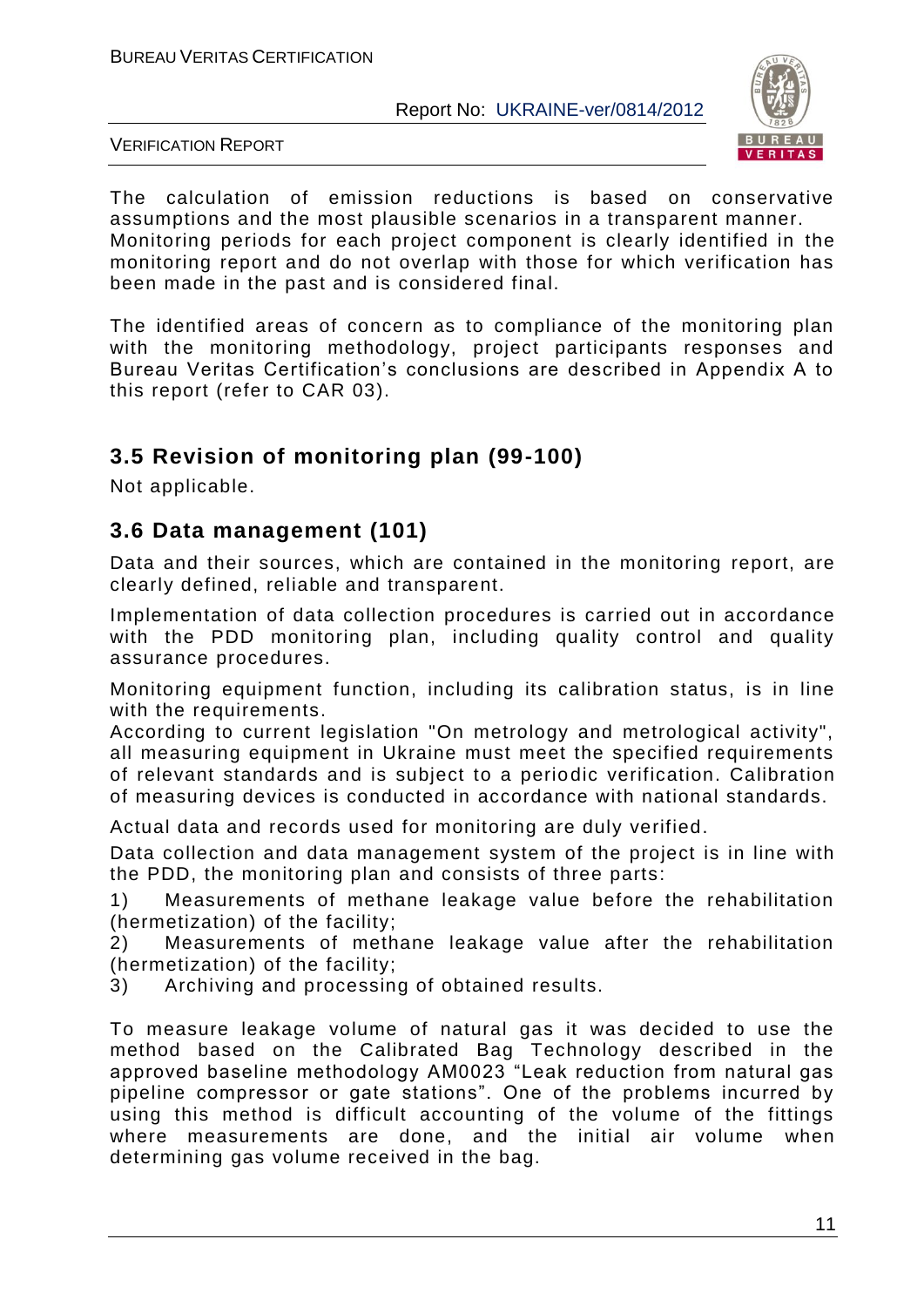The calculation of emission reductions is based on conservative assumptions and the most plausible scenarios in a transparent manner. Monitoring periods for each project component is clearly identified in the monitoring report and do not overlap with those for which verification has been made in the past and is considered final.

The identified areas of concern as to compliance of the monitoring plan with the monitoring methodology, project participants responses and Bureau Veritas Certification's conclusions are described in Appendix A to this report (refer to CAR 03).

## 3.5 Revision of monitoring plan (99-100)

Not applicable.

## 3.6 Data management (101)

Data and their sources, which are contained in the monitoring report, are clearly defined, reliable and transparent.

Implementation of data collection procedures is carried out in accordance with the PDD monitoring plan, including quality control and quality assurance procedures.

Monitoring equipment function, including its calibration status, is in line with the requirements.
According to current legislation "On metrology and metrological activity", all measuring equipment in Ukraine must meet the specified requirements of relevant standards and is subject to a periodic verification. Calibration of measuring devices is conducted in accordance with national standards.

Actual data and records used for monitoring are duly verified.

Data collection and data management system of the project is in line with the PDD, the monitoring plan and consists of three parts:

1) Measurements of methane leakage value before the rehabilitation (hermetization) of the facility;
2) Measurements of methane leakage value after the rehabilitation (hermetization) of the facility;
3) Archiving and processing of obtained results.

To measure leakage volume of natural gas it was decided to use the method based on the Calibrated Bag Technology described in the approved baseline methodology AM0023 "Leak reduction from natural gas pipeline compressor or gate stations". One of the problems incurred by using this method is difficult accounting of the volume of the fittings where measurements are done, and the initial air volume when determining gas volume received in the bag.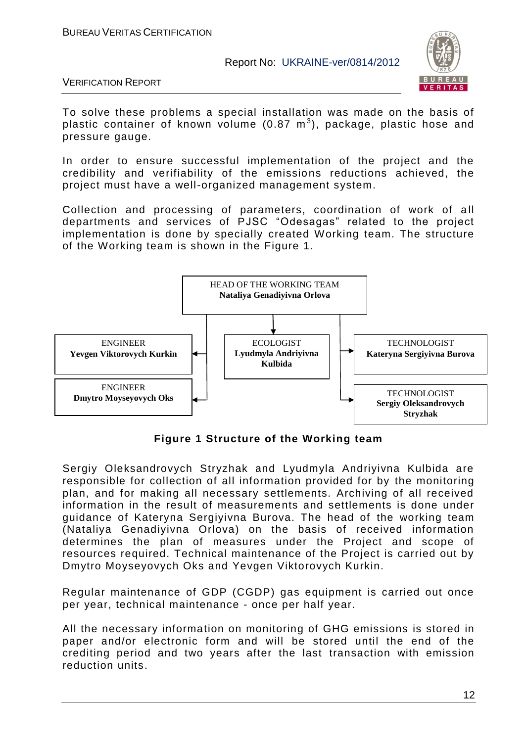To solve these problems a special installation was made on the basis of plastic container of known volume (0.87 $m^3$), package, plastic hose and pressure gauge.

In order to ensure successful implementation of the project and the credibility and verifiability of the emissions reductions achieved, the project must have a well-organized management system.

Collection and processing of parameters, coordination of work of all departments and services of PJSC "Odesagas" related to the project implementation is done by specially created Working team. The structure of the Working team is shown in the Figure 1.

HEAD OF THE WORKING TEAM
**Nataliya Genadiyivna Orlova**

ENGINEER
**Yevgen Viktorovych Kurkin**

ENGINEER
**Dmytro Moyseyovych Oks**

ECOLOGIST
**Lyudmyla Andriyivna Kulbida**

TECHNOLOGIST
**Kateryna Sergiyivna Burova**

TECHNOLOGIST
**Sergiy Oleksandrovych Stryzhak**

**Figure 1 Structure of the Working team**

Sergiy Oleksandrovych Stryzhak and Lyudmyla Andriyivna Kulbida are responsible for collection of all information provided for by the monitoring plan, and for making all necessary settlements. Archiving of all received information in the result of measurements and settlements is done under guidance of Kateryna Sergiyivna Burova. The head of the working team (Nataliya Genadiyivna Orlova) on the basis of received information determines the plan of measures under the Project and scope of resources required. Technical maintenance of the Project is carried out by Dmytro Moyseyovych Oks and Yevgen Viktorovych Kurkin.

Regular maintenance of GDP (CGDP) gas equipment is carried out once per year, technical maintenance - once per half year.

All the necessary information on monitoring of GHG emissions is stored in paper and/or electronic form and will be stored until the end of the crediting period and two years after the last transaction with emission reduction units.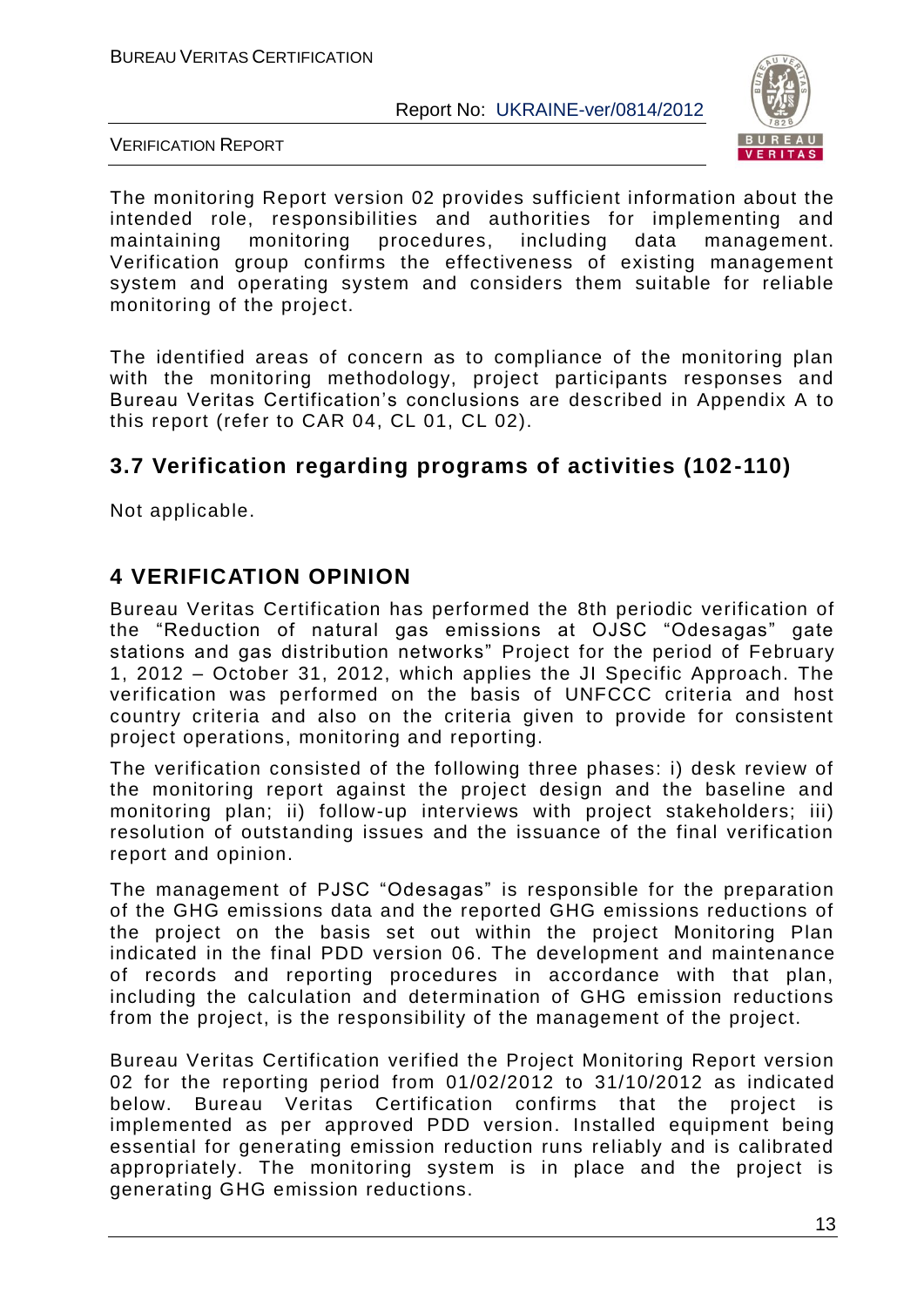The monitoring Report version 02 provides sufficient information about the intended role, responsibilities and authorities for implementing and maintaining monitoring procedures, including data management. Verification group confirms the effectiveness of existing management system and operating system and considers them suitable for reliable monitoring of the project.

The identified areas of concern as to compliance of the monitoring plan with the monitoring methodology, project participants responses and Bureau Veritas Certification's conclusions are described in Appendix A to this report (refer to CAR 04, CL 01, CL 02).

## 3.7 Verification regarding programs of activities (102-110)

Not applicable.

# 4 VERIFICATION OPINION

Bureau Veritas Certification has performed the 8th periodic verification of the "Reduction of natural gas emissions at OJSC "Odesagas" gate stations and gas distribution networks" Project for the period of February 1, 2012 – October 31, 2012, which applies the JI Specific Approach. The verification was performed on the basis of UNFCCC criteria and host country criteria and also on the criteria given to provide for consistent project operations, monitoring and reporting.

The verification consisted of the following three phases: i) desk review of the monitoring report against the project design and the baseline and monitoring plan; ii) follow-up interviews with project stakeholders; iii) resolution of outstanding issues and the issuance of the final verification report and opinion.

The management of PJSC "Odesagas" is responsible for the preparation of the GHG emissions data and the reported GHG emissions reductions of the project on the basis set out within the project Monitoring Plan indicated in the final PDD version 06. The development and maintenance of records and reporting procedures in accordance with that plan, including the calculation and determination of GHG emission reductions from the project, is the responsibility of the management of the project.

Bureau Veritas Certification verified the Project Monitoring Report version 02 for the reporting period from 01/02/2012 to 31/10/2012 as indicated below. Bureau Veritas Certification confirms that the project is implemented as per approved PDD version. Installed equipment being essential for generating emission reduction runs reliably and is calibrated appropriately. The monitoring system is in place and the project is generating GHG emission reductions.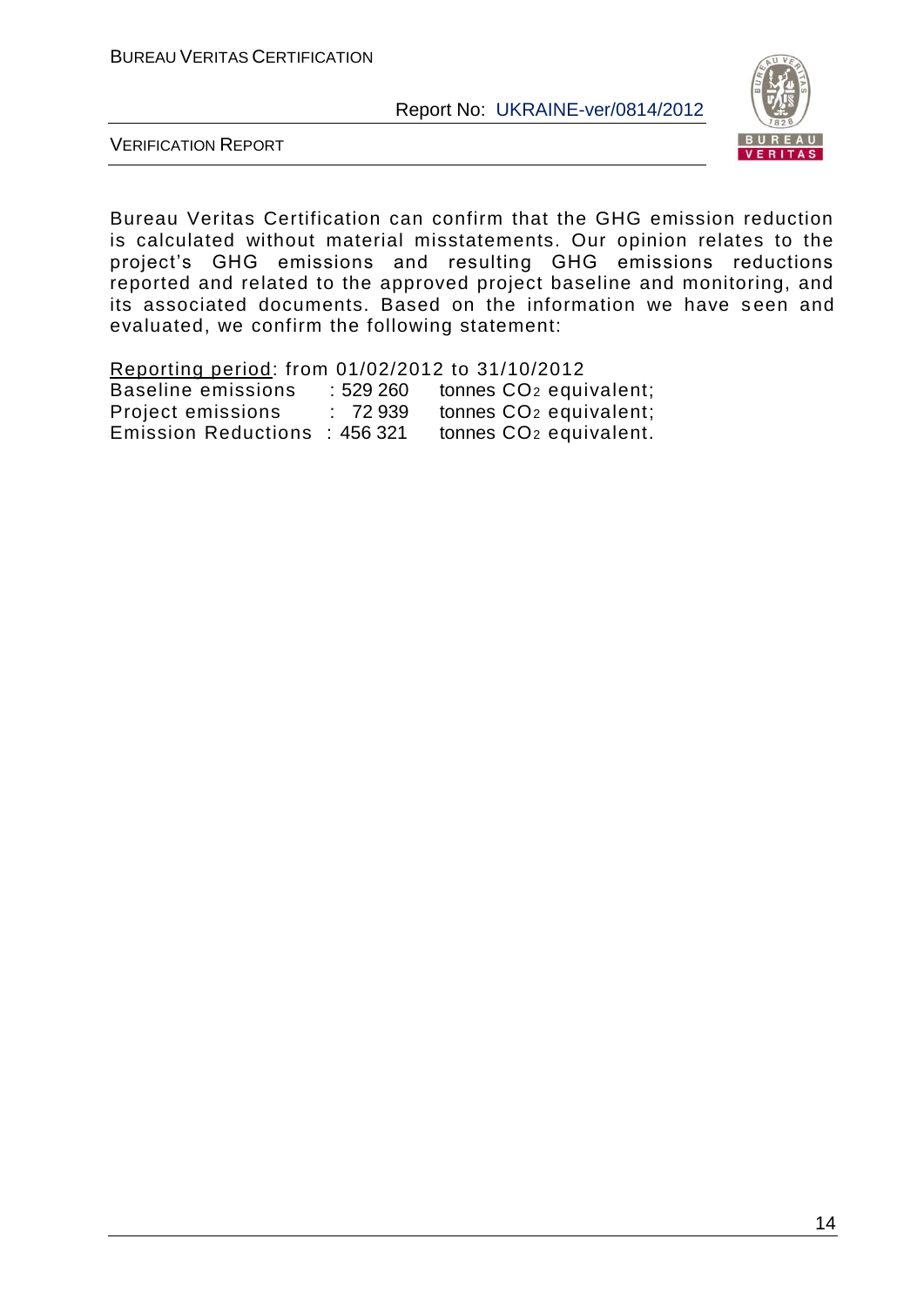Bureau Veritas Certification can confirm that the GHG emission reduction is calculated without material misstatements. Our opinion relates to the project's GHG emissions and resulting GHG emissions reductions reported and related to the approved project baseline and monitoring, and its associated documents. Based on the information we have seen and evaluated, we confirm the following statement:

Reporting period: from 01/02/2012 to 31/10/2012

| | | |
|---|---|---|
| Baseline emissions | : 529 260 | tonnes $CO_2$ equivalent; |
| Project emissions | : 72 939 | tonnes $CO_2$ equivalent; |
| Emission Reductions | : 456 321 | tonnes $CO_2$ equivalent. |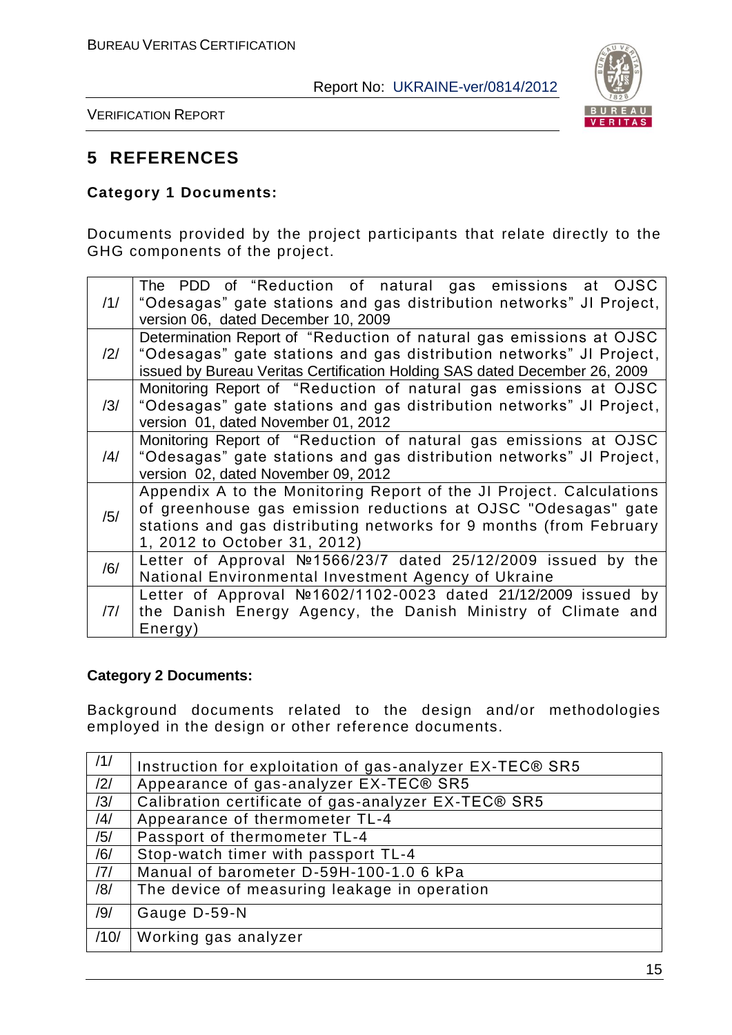# 5 REFERENCES

**Category 1 Documents:**

Documents provided by the project participants that relate directly to the GHG components of the project.

| | |
|---|---|
| /1/ | The PDD of "Reduction of natural gas emissions at OJSC "Odesagas" gate stations and gas distribution networks" JI Project, version 06, dated December 10, 2009 |
| /2/ | Determination Report of "Reduction of natural gas emissions at OJSC "Odesagas" gate stations and gas distribution networks" JI Project, issued by Bureau Veritas Certification Holding SAS dated December 26, 2009 |
| /3/ | Monitoring Report of "Reduction of natural gas emissions at OJSC "Odesagas" gate stations and gas distribution networks" JI Project, version 01, dated November 01, 2012 |
| /4/ | Monitoring Report of "Reduction of natural gas emissions at OJSC "Odesagas" gate stations and gas distribution networks" JI Project, version 02, dated November 09, 2012 |
| /5/ | Appendix A to the Monitoring Report of the JI Project. Calculations of greenhouse gas emission reductions at OJSC "Odesagas" gate stations and gas distributing networks for 9 months (from February 1, 2012 to October 31, 2012) |
| /6/ | Letter of Approval №1566/23/7 dated 25/12/2009 issued by the National Environmental Investment Agency of Ukraine |
| /7/ | Letter of Approval №1602/1102-0023 dated 21/12/2009 issued by the Danish Energy Agency, the Danish Ministry of Climate and Energy) |

**Category 2 Documents:**

Background documents related to the design and/or methodologies employed in the design or other reference documents.

| | |
|---|---|
| /1/ | Instruction for exploitation of gas-analyzer EX-TEC® SR5 |
| /2/ | Appearance of gas-analyzer EX-TEC® SR5 |
| /3/ | Calibration certificate of gas-analyzer EX-TEC® SR5 |
| /4/ | Appearance of thermometer TL-4 |
| /5/ | Passport of thermometer TL-4 |
| /6/ | Stop-watch timer with passport TL-4 |
| /7/ | Manual of barometer D-59H-100-1.0 6 kPa |
| /8/ | The device of measuring leakage in operation |
| /9/ | Gauge D-59-N |
| /10/ | Working gas analyzer |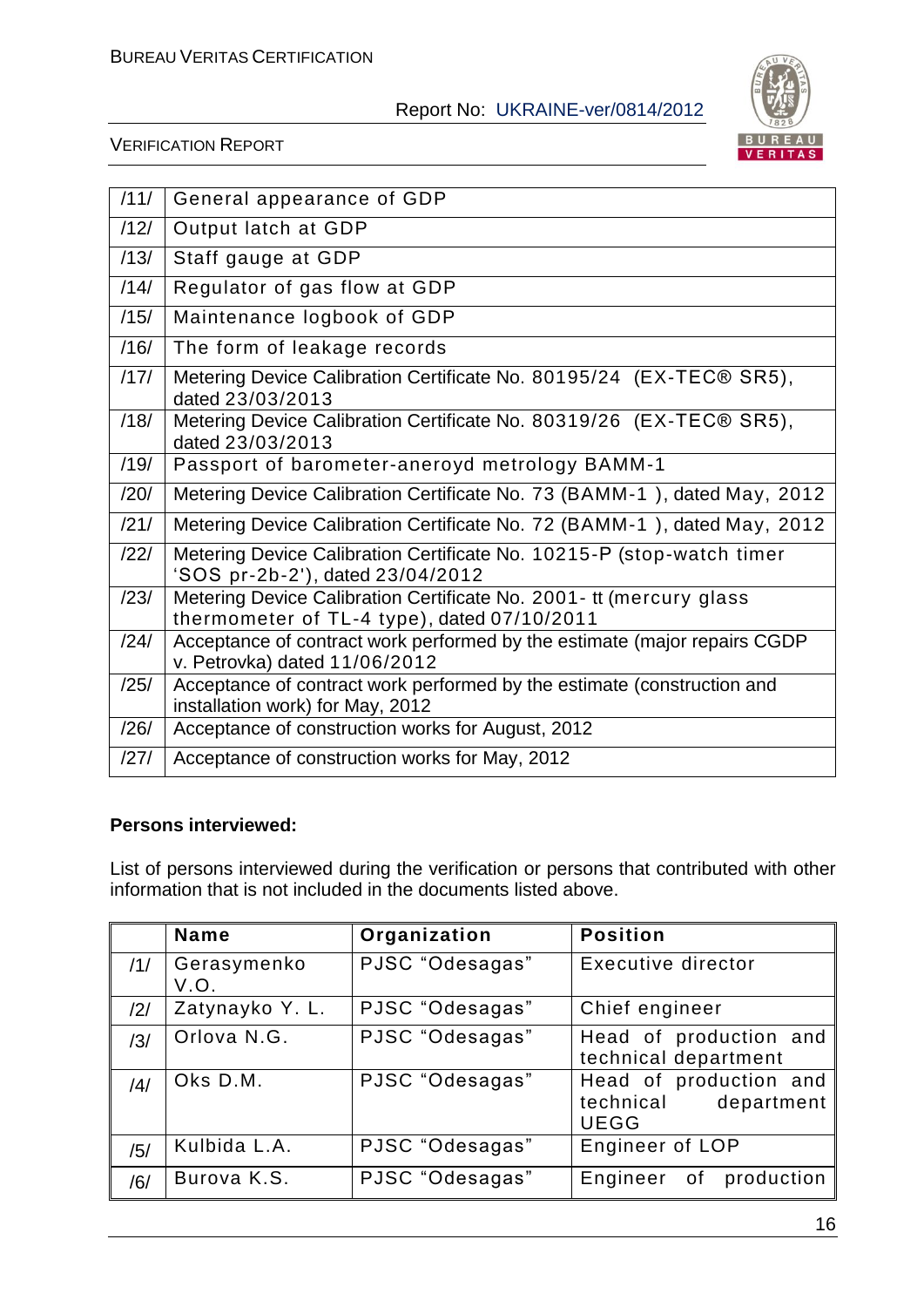| | |
|---|---|
| /11/ | General appearance of GDP |
| /12/ | Output latch at GDP |
| /13/ | Staff gauge at GDP |
| /14/ | Regulator of gas flow at GDP |
| /15/ | Maintenance logbook of GDP |
| /16/ | The form of leakage records |
| /17/ | Metering Device Calibration Certificate No. 80195/24 (EX-TEC® SR5), dated 23/03/2013 |
| /18/ | Metering Device Calibration Certificate No. 80319/26 (EX-TEC® SR5), dated 23/03/2013 |
| /19/ | Passport of barometer-aneroyd metrology BAMM-1 |
| /20/ | Metering Device Calibration Certificate No. 73 (BAMM-1 ), dated May, 2012 |
| /21/ | Metering Device Calibration Certificate No. 72 (BAMM-1 ), dated May, 2012 |
| /22/ | Metering Device Calibration Certificate No. 10215-P (stop-watch timer 'SOS pr-2b-2'), dated 23/04/2012 |
| /23/ | Metering Device Calibration Certificate No. 2001- tt (mercury glass thermometer of TL-4 type), dated 07/10/2011 |
| /24/ | Acceptance of contract work performed by the estimate (major repairs CGDP v. Petrovka) dated 11/06/2012 |
| /25/ | Acceptance of contract work performed by the estimate (construction and installation work) for May, 2012 |
| /26/ | Acceptance of construction works for August, 2012 |
| /27/ | Acceptance of construction works for May, 2012 |

**Persons interviewed:**

List of persons interviewed during the verification or persons that contributed with other information that is not included in the documents listed above.

| | Name | Organization | Position |
|---|---|---|---|
| /1/ | Gerasymenko V.O. | PJSC "Odesagas" | Executive director |
| /2/ | Zatynayko Y. L. | PJSC "Odesagas" | Chief engineer |
| /3/ | Orlova N.G. | PJSC "Odesagas" | Head of production and technical department |
| /4/ | Oks D.M. | PJSC "Odesagas" | Head of production and technical department UEGG |
| /5/ | Kulbida L.A. | PJSC "Odesagas" | Engineer of LOP |
| /6/ | Burova K.S. | PJSC "Odesagas" | Engineer of production |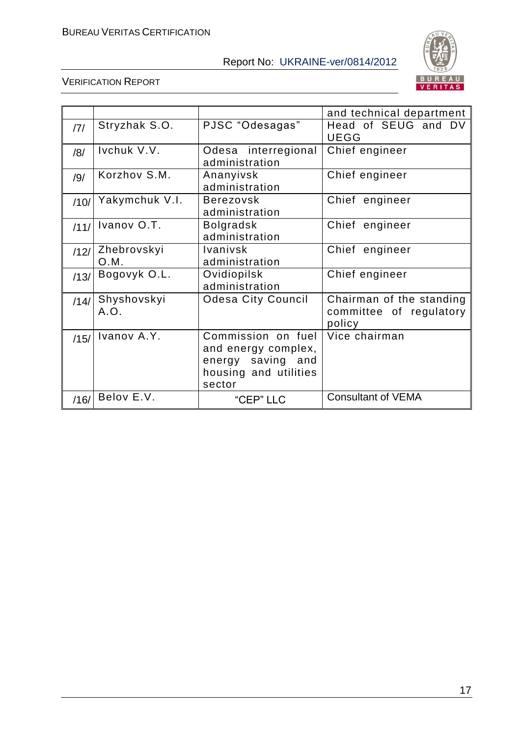| | | | and technical department |
|---|---|---|---|
| /7/ | Stryzhak S.O. | PJSC "Odesagas" | Head of SEUG and DV UEGG |
| /8/ | Ivchuk V.V. | Odesa interregional administration | Chief engineer |
| /9/ | Korzhov S.M. | Ananyivsk administration | Chief engineer |
| /10/ | Yakymchuk V.I. | Berezovsk administration | Chief engineer |
| /11/ | Ivanov O.T. | Bolgradsk administration | Chief engineer |
| /12/ | Zhebrovskyi O.M. | Ivanivsk administration | Chief engineer |
| /13/ | Bogovyk O.L. | Ovidiopilsk administration | Chief engineer |
| /14/ | Shyshovskyi A.O. | Odesa City Council | Chairman of the standing committee of regulatory policy |
| /15/ | Ivanov A.Y. | Commission on fuel and energy complex, energy saving and housing and utilities sector | Vice chairman |
| /16/ | Belov E.V. | "CEP" LLC | Consultant of VEMA |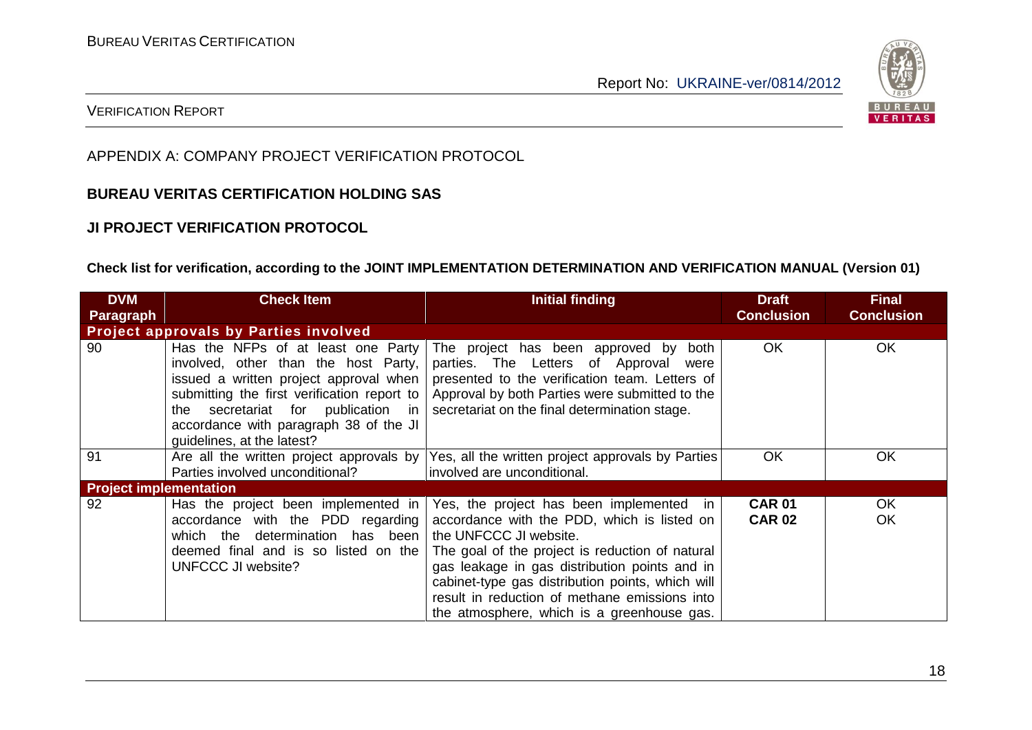APPENDIX A: COMPANY PROJECT VERIFICATION PROTOCOL

**BUREAU VERITAS CERTIFICATION HOLDING SAS**

**JI PROJECT VERIFICATION PROTOCOL**

**Check list for verification, according to the JOINT IMPLEMENTATION DETERMINATION AND VERIFICATION MANUAL (Version 01)**

| DVM Paragraph | Check Item | Initial finding | Draft Conclusion | Final Conclusion |
|---|---|---|---|---|
| **Project approvals by Parties involved** | | | | |
| 90 | Has the NFPs of at least one Party involved, other than the host Party, issued a written project approval when submitting the first verification report to the secretariat for publication in accordance with paragraph 38 of the JI guidelines, at the latest? | The project has been approved by both parties. The Letters of Approval were presented to the verification team. Letters of Approval by both Parties were submitted to the secretariat on the final determination stage. | OK | OK |
| 91 | Are all the written project approvals by Parties involved unconditional? | Yes, all the written project approvals by Parties involved are unconditional. | OK | OK |
| **Project implementation** | | | | |
| 92 | Has the project been implemented in accordance with the PDD regarding which the determination has been deemed final and is so listed on the UNFCCC JI website? | Yes, the project has been implemented in accordance with the PDD, which is listed on the UNFCCC JI website. The goal of the project is reduction of natural gas leakage in gas distribution points and in cabinet-type gas distribution points, which will result in reduction of methane emissions into the atmosphere, which is a greenhouse gas. | **CAR 01** **CAR 02** | OK OK |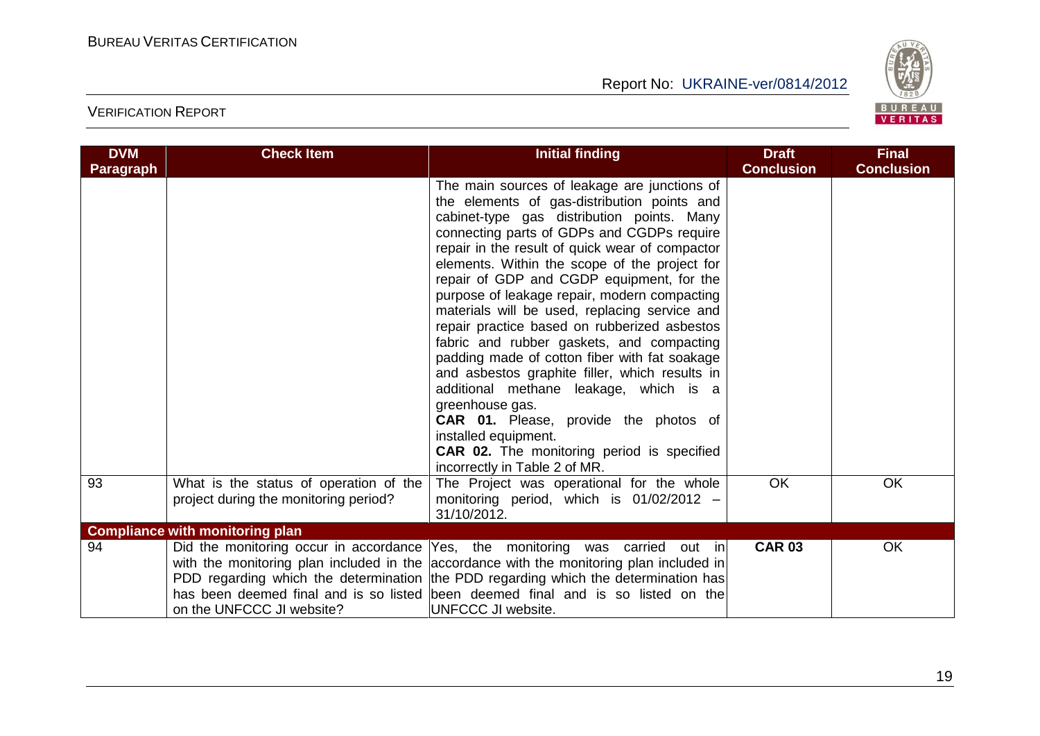| DVM Paragraph | Check Item | Initial finding | Draft Conclusion | Final Conclusion |
|---|---|---|---|---|
| | | The main sources of leakage are junctions of the elements of gas-distribution points and cabinet-type gas distribution points. Many connecting parts of GDPs and CGDPs require repair in the result of quick wear of compactor elements. Within the scope of the project for repair of GDP and CGDP equipment, for the purpose of leakage repair, modern compacting materials will be used, replacing service and repair practice based on rubberized asbestos fabric and rubber gaskets, and compacting padding made of cotton fiber with fat soakage and asbestos graphite filler, which results in additional methane leakage, which is a greenhouse gas. **CAR 01.** Please, provide the photos of installed equipment. **CAR 02.** The monitoring period is specified incorrectly in Table 2 of MR. | | |
| 93 | What is the status of operation of the project during the monitoring period? | The Project was operational for the whole monitoring period, which is 01/02/2012 – 31/10/2012. | OK | OK |
| **Compliance with monitoring plan** | | | | |
| 94 | Did the monitoring occur in accordance with the monitoring plan included in the PDD regarding which the determination has been deemed final and is so listed on the UNFCCC JI website? | Yes, the monitoring was carried out in accordance with the monitoring plan included in the PDD regarding which the determination has been deemed final and is so listed on the UNFCCC JI website. | **CAR 03** | OK |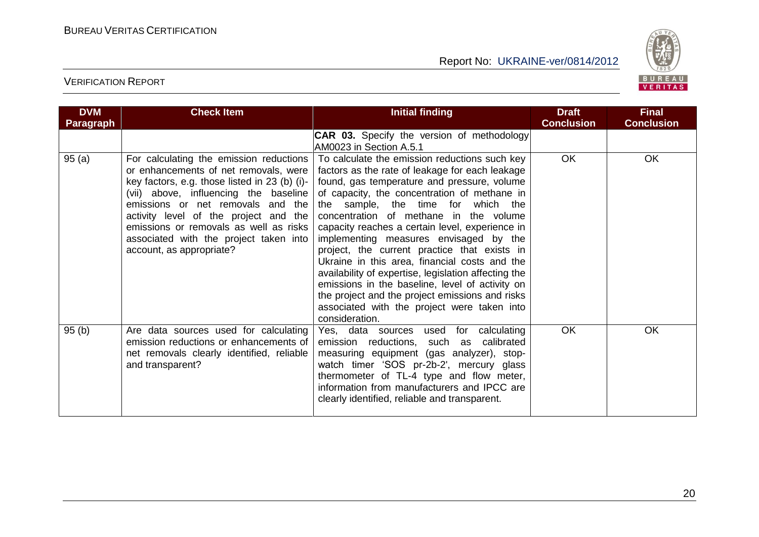| DVM Paragraph | Check Item | Initial finding | Draft Conclusion | Final Conclusion |
|---|---|---|---|---|
| | | **CAR 03.** Specify the version of methodology AM0023 in Section A.5.1 | | |
| 95 (a) | For calculating the emission reductions or enhancements of net removals, were key factors, e.g. those listed in 23 (b) (i)-(vii) above, influencing the baseline emissions or net removals and the activity level of the project and the emissions or removals as well as risks associated with the project taken into account, as appropriate? | To calculate the emission reductions such key factors as the rate of leakage for each leakage found, gas temperature and pressure, volume of capacity, the concentration of methane in the sample, the time for which the concentration of methane in the volume capacity reaches a certain level, experience in implementing measures envisaged by the project, the current practice that exists in Ukraine in this area, financial costs and the availability of expertise, legislation affecting the emissions in the baseline, level of activity on the project and the project emissions and risks associated with the project were taken into consideration. | OK | OK |
| 95 (b) | Are data sources used for calculating emission reductions or enhancements of net removals clearly identified, reliable and transparent? | Yes, data sources used for calculating emission reductions, such as calibrated measuring equipment (gas analyzer), stop-watch timer 'SOS pr-2b-2', mercury glass thermometer of TL-4 type and flow meter, information from manufacturers and IPCC are clearly identified, reliable and transparent. | OK | OK |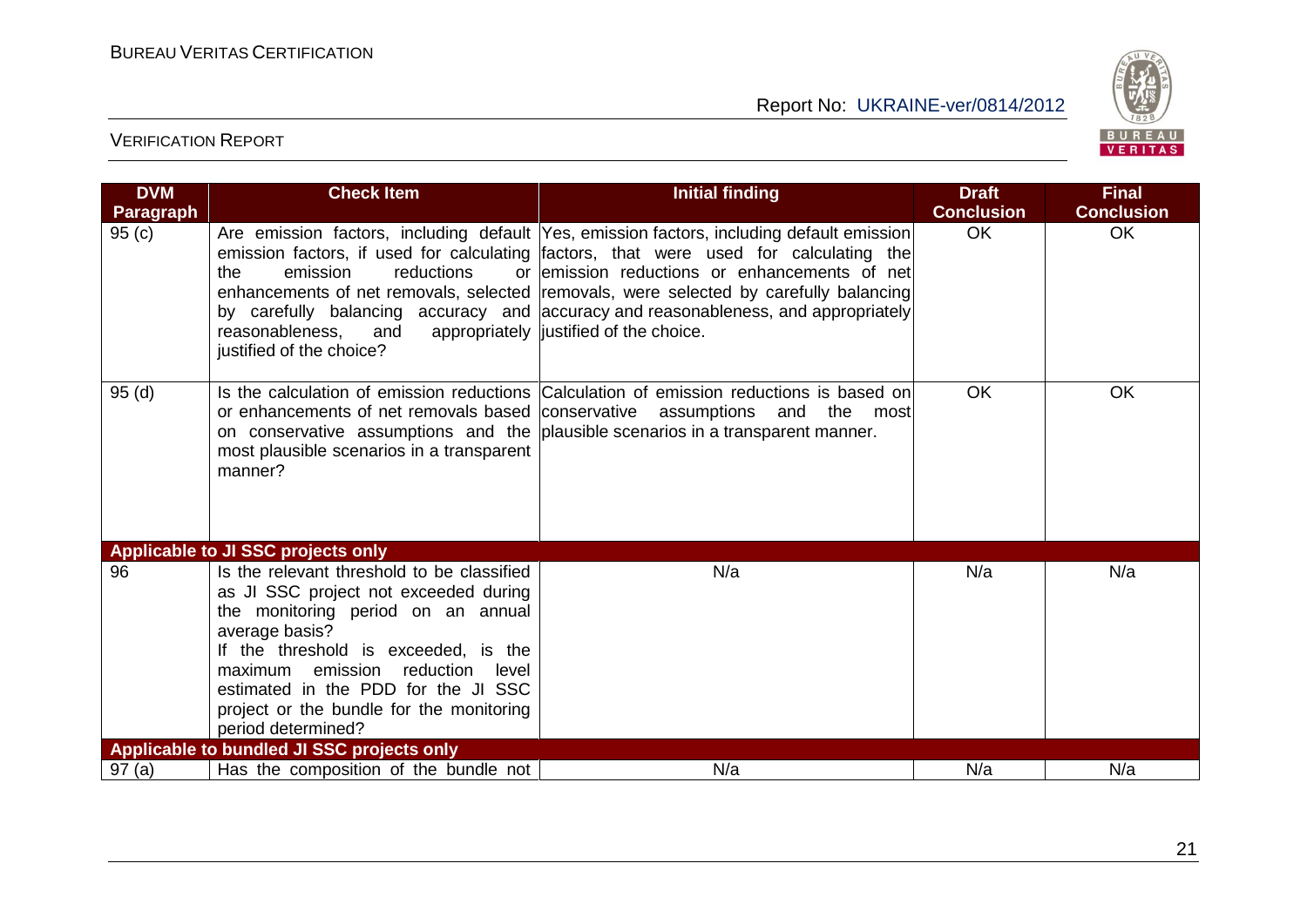| DVM Paragraph | Check Item | Initial finding | Draft Conclusion | Final Conclusion |
|---|---|---|---|---|
| 95 (c) | Are emission factors, including default emission factors, if used for calculating the emission reductions or enhancements of net removals, selected by carefully balancing accuracy and reasonableness, and appropriately justified of the choice? | Yes, emission factors, including default emission factors, that were used for calculating the emission reductions or enhancements of net removals, were selected by carefully balancing accuracy and reasonableness, and appropriately justified of the choice. | OK | OK |
| 95 (d) | Is the calculation of emission reductions or enhancements of net removals based on conservative assumptions and the most plausible scenarios in a transparent manner? | Calculation of emission reductions is based on conservative assumptions and the most plausible scenarios in a transparent manner. | OK | OK |
| **Applicable to JI SSC projects only** | | | | |
| 96 | Is the relevant threshold to be classified as JI SSC project not exceeded during the monitoring period on an annual average basis? If the threshold is exceeded, is the maximum emission reduction level estimated in the PDD for the JI SSC project or the bundle for the monitoring period determined? | N/a | N/a | N/a |
| **Applicable to bundled JI SSC projects only** | | | | |
| 97 (a) | Has the composition of the bundle not | N/a | N/a | N/a |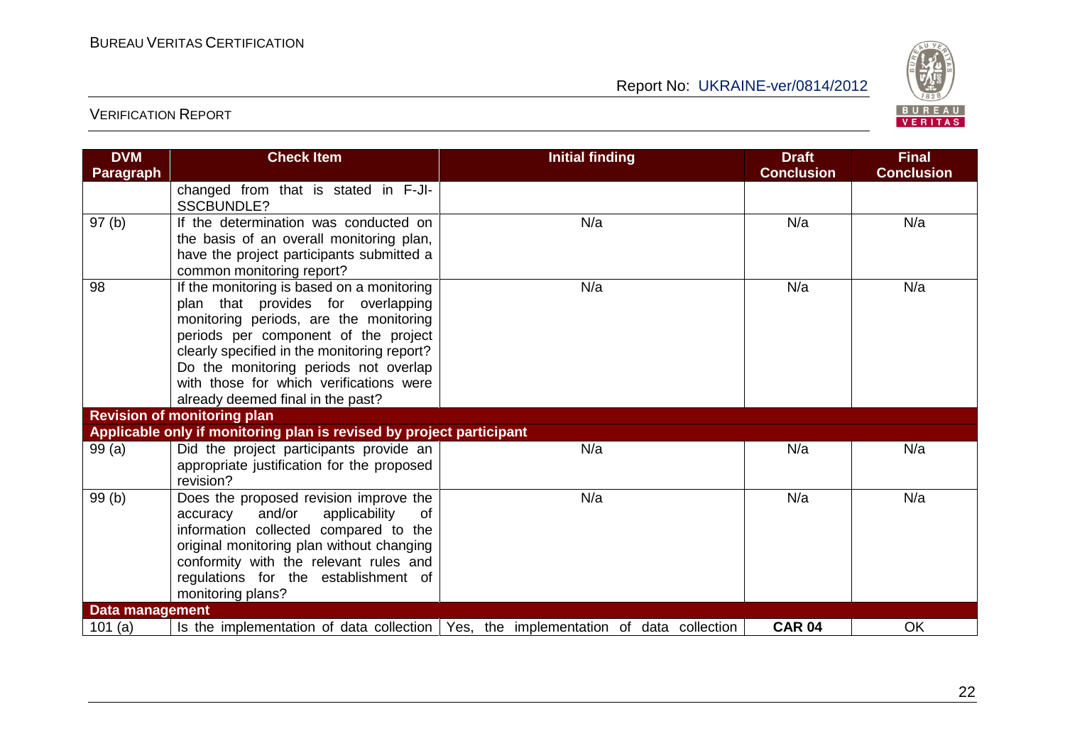| DVM Paragraph | Check Item | Initial finding | Draft Conclusion | Final Conclusion |
|---|---|---|---|---|
| | changed from that is stated in F-JI-SSCBUNDLE? | | | |
| 97 (b) | If the determination was conducted on the basis of an overall monitoring plan, have the project participants submitted a common monitoring report? | N/a | N/a | N/a |
| 98 | If the monitoring is based on a monitoring plan that provides for overlapping monitoring periods, are the monitoring periods per component of the project clearly specified in the monitoring report? Do the monitoring periods not overlap with those for which verifications were already deemed final in the past? | N/a | N/a | N/a |
| **Revision of monitoring plan** | | | | |
| **Applicable only if monitoring plan is revised by project participant** | | | | |
| 99 (a) | Did the project participants provide an appropriate justification for the proposed revision? | N/a | N/a | N/a |
| 99 (b) | Does the proposed revision improve the accuracy and/or applicability of information collected compared to the original monitoring plan without changing conformity with the relevant rules and regulations for the establishment of monitoring plans? | N/a | N/a | N/a |
| **Data management** | | | | |
| 101 (a) | Is the implementation of data collection | Yes, the implementation of data collection | **CAR 04** | OK |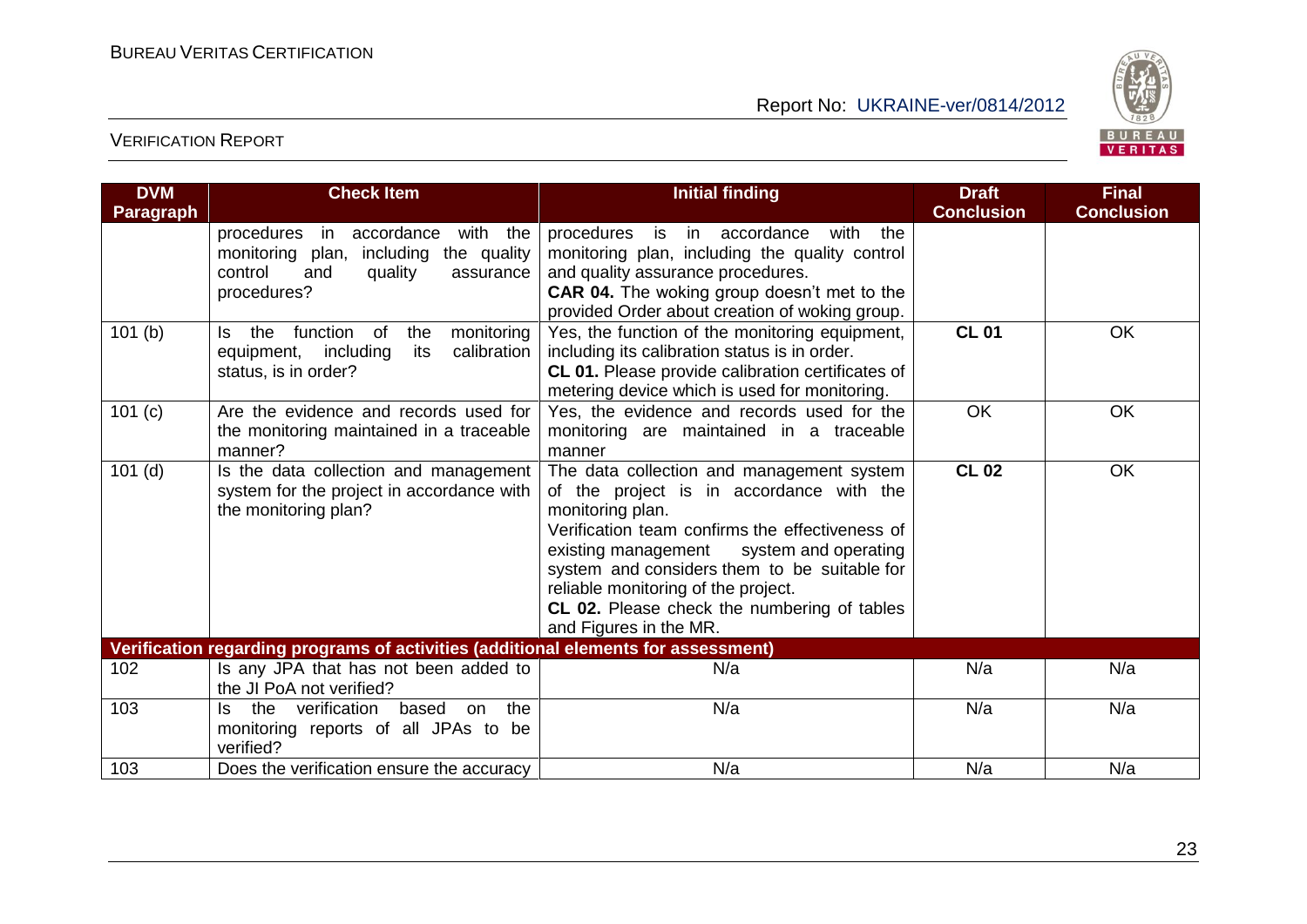| DVM Paragraph | Check Item | Initial finding | Draft Conclusion | Final Conclusion |
|---|---|---|---|---|
| | procedures in accordance with the monitoring plan, including the quality control and quality assurance procedures? | procedures is in accordance with the monitoring plan, including the quality control and quality assurance procedures.<br>**CAR 04.** The woking group doesn't met to the provided Order about creation of woking group. | | |
| 101 (b) | Is the function of the monitoring equipment, including its calibration status, is in order? | Yes, the function of the monitoring equipment, including its calibration status is in order.<br>**CL 01.** Please provide calibration certificates of metering device which is used for monitoring. | **CL 01** | OK |
| 101 (c) | Are the evidence and records used for the monitoring maintained in a traceable manner? | Yes, the evidence and records used for the monitoring are maintained in a traceable manner | OK | OK |
| 101 (d) | Is the data collection and management system for the project in accordance with the monitoring plan? | The data collection and management system of the project is in accordance with the monitoring plan.<br>Verification team confirms the effectiveness of existing management system and operating system and considers them to be suitable for reliable monitoring of the project.<br>**CL 02.** Please check the numbering of tables and Figures in the MR. | **CL 02** | OK |
| **Verification regarding programs of activities (additional elements for assessment)** | | | | |
| 102 | Is any JPA that has not been added to the JI PoA not verified? | N/a | N/a | N/a |
| 103 | Is the verification based on the monitoring reports of all JPAs to be verified? | N/a | N/a | N/a |
| 103 | Does the verification ensure the accuracy | N/a | N/a | N/a |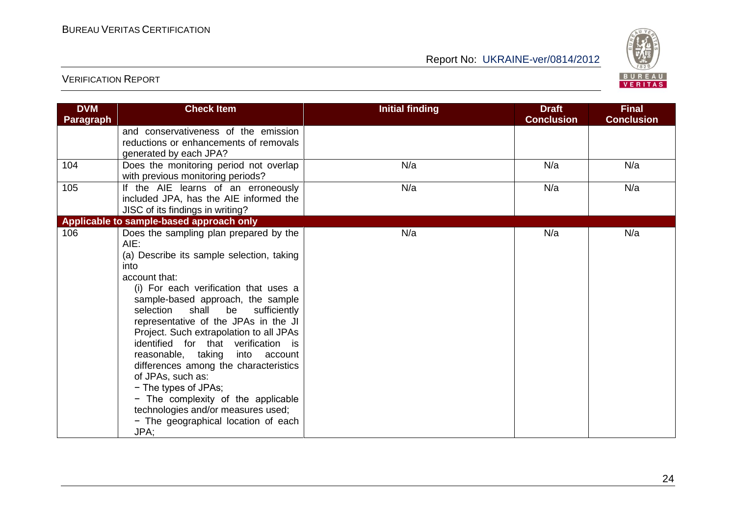| DVM Paragraph | Check Item | Initial finding | Draft Conclusion | Final Conclusion |
|---|---|---|---|---|
| | and conservativeness of the emission reductions or enhancements of removals generated by each JPA? | | | |
| 104 | Does the monitoring period not overlap with previous monitoring periods? | N/a | N/a | N/a |
| 105 | If the AIE learns of an erroneously included JPA, has the AIE informed the JISC of its findings in writing? | N/a | N/a | N/a |
| **Applicable to sample-based approach only** | | | | |
| 106 | Does the sampling plan prepared by the AIE:<br>(a) Describe its sample selection, taking into<br>account that:<br>(i) For each verification that uses a sample-based approach, the sample selection shall be sufficiently representative of the JPAs in the JI Project. Such extrapolation to all JPAs identified for that verification is reasonable, taking into account differences among the characteristics of JPAs, such as:<br>− The types of JPAs;<br>− The complexity of the applicable technologies and/or measures used;<br>− The geographical location of each JPA; | N/a | N/a | N/a |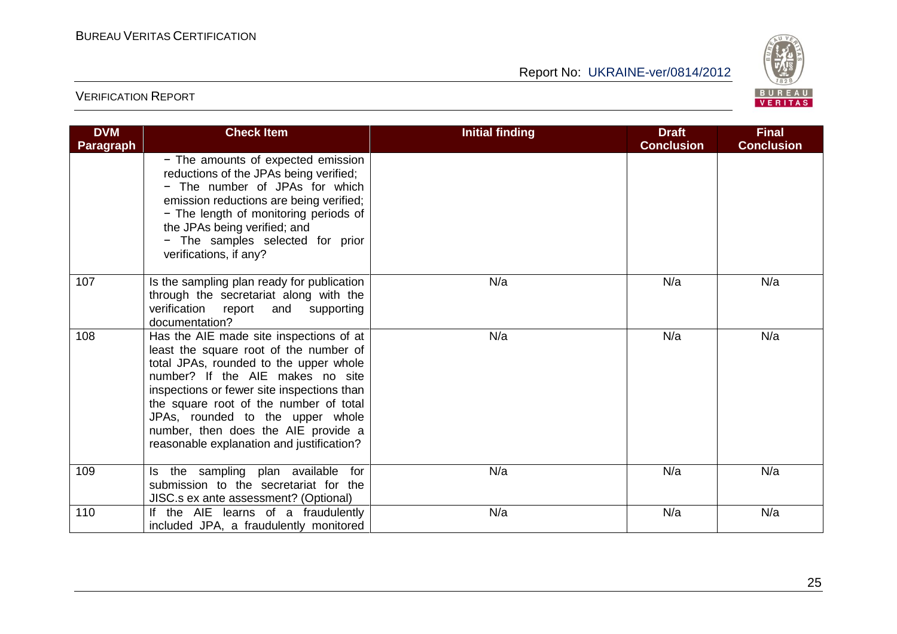| DVM Paragraph | Check Item | Initial finding | Draft Conclusion | Final Conclusion |
|---|---|---|---|---|
| | − The amounts of expected emission reductions of the JPAs being verified;<br>− The number of JPAs for which emission reductions are being verified;<br>− The length of monitoring periods of the JPAs being verified; and<br>− The samples selected for prior verifications, if any? | | | |
| 107 | Is the sampling plan ready for publication through the secretariat along with the verification report and supporting documentation? | N/a | N/a | N/a |
| 108 | Has the AIE made site inspections of at least the square root of the number of total JPAs, rounded to the upper whole number? If the AIE makes no site inspections or fewer site inspections than the square root of the number of total JPAs, rounded to the upper whole number, then does the AIE provide a reasonable explanation and justification? | N/a | N/a | N/a |
| 109 | Is the sampling plan available for submission to the secretariat for the JISC.s ex ante assessment? (Optional) | N/a | N/a | N/a |
| 110 | If the AIE learns of a fraudulently included JPA, a fraudulently monitored | N/a | N/a | N/a |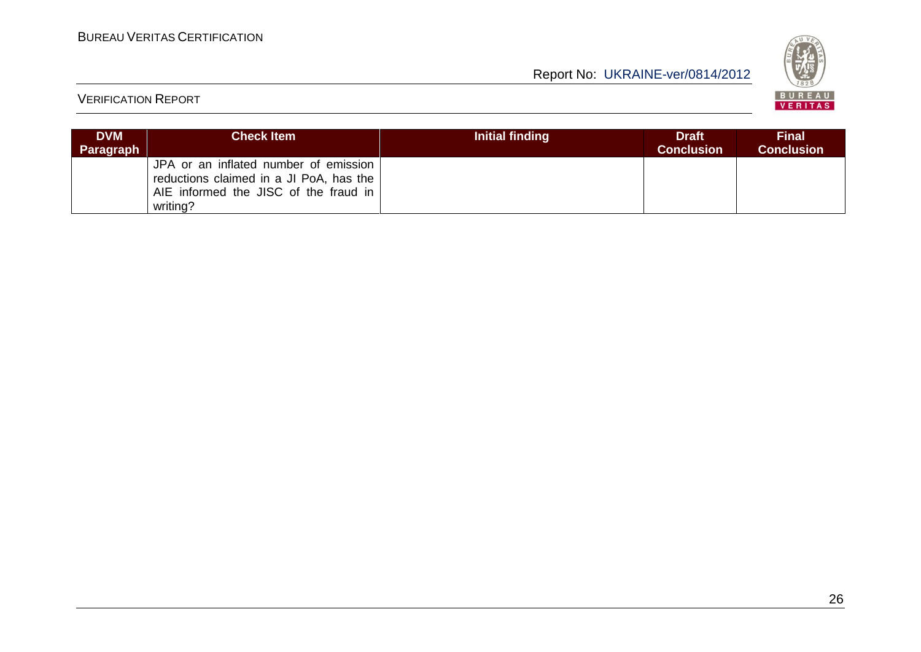| DVM Paragraph | Check Item | Initial finding | Draft Conclusion | Final Conclusion |
|---|---|---|---|---|
| | JPA or an inflated number of emission reductions claimed in a JI PoA, has the AIE informed the JISC of the fraud in writing? | | | |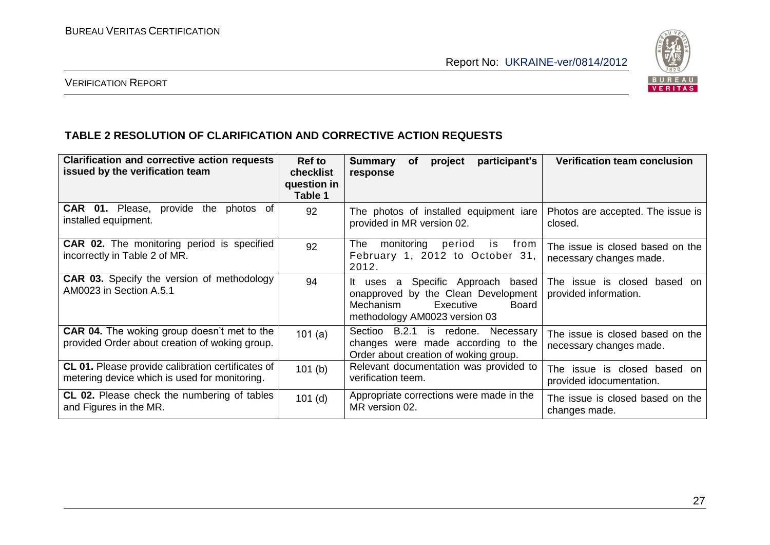## TABLE 2 RESOLUTION OF CLARIFICATION AND CORRECTIVE ACTION REQUESTS

| Clarification and corrective action requests issued by the verification team | Ref to checklist question in Table 1 | Summary of project participant's response | Verification team conclusion |
|---|---|---|---|
| **CAR 01.** Please, provide the photos of installed equipment. | 92 | The photos of installed equipment iare provided in MR version 02. | Photos are accepted. The issue is closed. |
| **CAR 02.** The monitoring period is specified incorrectly in Table 2 of MR. | 92 | The monitoring period is from February 1, 2012 to October 31, 2012. | The issue is closed based on the necessary changes made. |
| **CAR 03.** Specify the version of methodology AM0023 in Section A.5.1 | 94 | It uses a Specific Approach based onapproved by the Clean Development Mechanism Executive Board methodology AM0023 version 03 | The issue is closed based on provided information. |
| **CAR 04.** The woking group doesn't met to the provided Order about creation of woking group. | 101 (a) | Sectioo B.2.1 is redone. Necessary changes were made according to the Order about creation of woking group. | The issue is closed based on the necessary changes made. |
| **CL 01.** Please provide calibration certificates of metering device which is used for monitoring. | 101 (b) | Relevant documentation was provided to verification teem. | The issue is closed based on provided idocumentation. |
| **CL 02.** Please check the numbering of tables and Figures in the MR. | 101 (d) | Appropriate corrections were made in the MR version 02. | The issue is closed based on the changes made. |